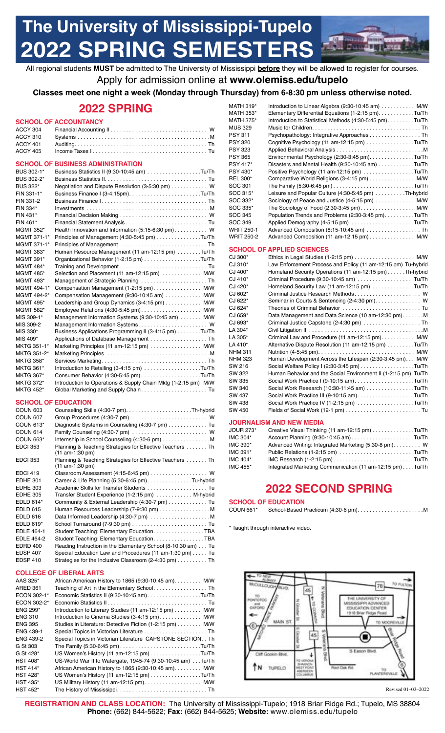# The University of Mississippi-Tupelo 2022 SPRING SEMESTERS

All regional students **MUST** be admitted to The University of Mississippi **before** they will be allowed to register for courses.

Apply for admission online at **www.olemiss.edu/tupelo**

**Classes meet one night a week (Monday through Thursday) from 6-8:30 pm unless otherwise noted.**

## 2022 SPRING

### SCHOOL OF ACCOUNTANCY

| Course | Title | Day |
|---|---|---|
| ACCY 304 | Financial Accounting II | W |
| ACCY 310 | Systems | M |
| ACCY 401 | Auditing | Th |
| ACCY 405 | Income Taxes I | Tu |

### SCHOOL OF BUSINESS ADMINISTRATION

| Course | Title | Day |
|---|---|---|
| BUS 302-1* | Business Statistics II (9:30-10:45 am) | Tu/Th |
| BUS 302-2* | Business Statistics II | Tu |
| BUS 322* | Negotiation and Dispute Resolution (3-5:30 pm) | W |
| FIN 331-1* | Business Finance I (3-4:15pm) | Tu/Th |
| FIN 331-2 | Business Finance I | Th |
| FIN 334* | Investments | M |
| FIN 431* | Financial Decision Making | W |
| FIN 461* | Financial Statement Analysis | Tu |
| MGMT 352* | Health Innovation and Information (5:15-6:30 pm) | W |
| MGMT 371-1* | Principles of Management (4:30-5:45 pm) | Tu/Th |
| MGMT 371-1* | Principles of Management | Th |
| MGMT 383* | Human Resource Management (11 am-12:15 pm) | Tu/Th |
| MGMT 391* | Organizational Behavior (1-2:15 pm) | Tu/Th |
| MGMT 484* | Training and Development | Tu |
| MGMT 485* | Selection and Placement (11 am-12:15 pm) | M/W |
| MGMT 493* | Management of Strategic Planning | Th |
| MGMT 494-1* | Compensation Management (1-2:15 pm) | M/W |
| MGMT 494-2* | Compensation Management (9:30-10:45 am) | M/W |
| MGMT 495* | Leadership and Group Dynamics (3-4:15 pm) | M/W |
| MGMT 582* | Employee Relations (4:30-5:45 pm) | M/W |
| MIS 309-1* | Management Information Systems (9:30-10:45 am) | M/W |
| MIS 309-2 | Management Information Systems | W |
| MIS 330* | Business Applications Programming II (3-4:15 pm) | Tu/Th |
| MIS 409* | Applications of Database Management | Th |
| MKTG 351-1* | Marketing Principles (11 am-12:15 pm) | M/W |
| MKTG 351-2* | Marketing Principles | M |
| MKTG 358* | Services Marketing | Th |
| MKTG 361* | Introduction to Retailing (3-4:15 pm) | Tu/Th |
| MKTG 367* | Consumer Behavior (4:30-5:45 pm) | Tu/Th |
| MKTG 372* | Introduction to Operations & Supply Chain Mktg (1-2:15 pm) | M/W |
| MKTG 452* | Global Marketing and Supply Chain | Tu |

### SCHOOL OF EDUCATION

| Course | Title | Day |
|---|---|---|
| COUN 603 | Counseling Skills (4:30-7 pm) | Th-hybrid |
| COUN 607 | Group Procedures (4:30-7 pm) | W |
| COUN 613* | Diagnostic Systems in Counseling (4:30-7 pm) | Tu |
| COUN 614 | Family Counseling (4:30-7 pm) | W |
| COUN 663* | Internship in School Counseling (4:30-6 pm) | M |
| EDCI 353 | Planning & Teaching Strategies for Effective Teachers (11 am-1:30 pm) | Tu |
| EDCI 353 | Planning & Teaching Strategies for Effective Teachers (11 am-1:30 pm) | Th |
| EDCI 419 | Classroom Assessment (4:15-6:45 pm) | W |
| EDHE 301 | Career & Life Planning (5:30-6:45 pm) | Tu-hybrid |
| EDHE 303 | Academic Skills for Transfer Students | Tu |
| EDHE 305 | Transfer Student Experience (1-2:15 pm) | M-hybrid |
| EDLD 614* | Community & External Leadership (4:30-7 pm) | Tu |
| EDLD 615 | Human Resources Leadership (7-9:30 pm) | M |
| EDLD 616 | Data Informed Leadership (4:30-7 pm) | M |
| EDLD 619* | School Turnaround (7-9:30 pm) | Tu |
| EDLE 464-1 | Student Teaching: Elementary Education | TBA |
| EDLE 464-2 | Student Teaching: Elementary Education | TBA |
| EDRD 400 | Reading Instruction in the Elementary School (8-10:30 am) | Tu |
| EDSP 407 | Special Education Law and Procedures (11 am-1:30 pm) | Tu |
| EDSP 410 | Strategies for the Inclusive Classroom (2-4:30 pm) | Th |

### COLLEGE OF LIBERAL ARTS

| Course | Title | Day |
|---|---|---|
| AAS 325* | African American History to 1865 (9:30-10:45 am) | M/W |
| ARED 361 | Teaching of Art in the Elementary School | Th |
| ECON 302-1* | Economic Statistics II (9:30-10:45 am) | Tu/Th |
| ECON 302-2* | Economic Statistics II | Tu |
| ENG 299* | Introduction to Literary Studies (11 am-12:15 pm) | M/W |
| ENG 310 | Introduction to Cinema Studies (3-4:15 pm) | M/W |
| ENG 395 | Studies in Literature: Detective Fiction (1-2:15 pm) | M/W |
| ENG 439-1 | Special Topics in Victorian Literature | Th |
| ENG 439-2 | Special Topics in Victorian Literature CAPSTONE SECTION | Th |
| G St 303 | The Family (5:30-6:45 pm) | Tu/Th |
| G St 428* | US Women's History (11 am-12:15 pm) | Tu/Th |
| HST 408* | US-World War II to Watergate, 1945-74 (9:30-10:45 am) | Tu/Th |
| HST 414* | African American History to 1865 (9:30-10:45 am) | M/W |
| HST 428* | US Women's History (11 am-12:15 pm) | Tu/Th |
| HST 435* | US Military History (11 am-12:15 pm) | M/W |
| HST 452* | The History of Mississippi | Th |
| MATH 319* | Introduction to Linear Algebra (9:30-10:45 am) | M/W |
| MATH 353* | Elementary Differential Equations (1-2:15 pm) | Tu/Th |
| MATH 375* | Introduction to Statistical Methods (4:30-5:45 pm) | Tu/Th |
| MUS 329 | Music for Children | Th |
| PSY 311 | Psychopathology: Integrative Approaches | Th |
| PSY 320 | Cognitive Psychology (11 am-12:15 pm) | Tu/Th |
| PSY 323 | Applied Behavioral Analysis | M |
| PSY 365 | Environmental Psychology (2:30-3:45 pm) | Tu/Th |
| PSY 417* | Disasters and Mental Health (9:30-10:45 am) | Tu/Th |
| PSY 430* | Positive Psychology (11 am-12:15 pm) | Tu/Th |
| REL 300* | Comparative World Religions (3-4:15 pm) | M/W |
| SOC 301 | The Family (5:30-6:45 pm) | Tu/Th |
| SOC 315* | Leisure and Popular Culture (4:30-5:45 pm) | Th-hybrid |
| SOC 332* | Sociology of Peace and Justice (4-5:15 pm) | M/W |
| SOC 335* | The Sociology of Food (2:30-3:45 pm) | M/W |
| SOC 345 | Population Trends and Problems (2:30-3:45 pm) | Tu/Th |
| SOC 349 | Applied Demography (4-5:15 pm) | Tu/Th |
| WRIT 250-1 | Advanced Composition (8:15-10:45 am) | Th |
| WRIT 250-2 | Advanced Composition (11 am-12:15 pm) | M/W |

### SCHOOL OF APPLIED SCIENCES

| Course | Title | Day |
|---|---|---|
| CJ 300* | Ethics in Legal Studies (1-2:15 pm) | M/W |
| CJ 310* | Law Enforcement Process and Policy (11 am-12:15 pm) | Tu-hybrid |
| CJ 400* | Homeland Security Operations (11 am-12:15 pm) | Th-hybrid |
| CJ 410* | Criminal Procedure (9:30-10:45 am) | Tu/Th |
| CJ 420* | Homeland Security Law (11 am-12:15 pm) | Tu/Th |
| CJ 602* | Criminal Justice Research Methods | W |
| CJ 622* | Seminar in Courts & Sentencing (2-4:30 pm) | W |
| CJ 624* | Theories of Criminal Behavior | Tu |
| CJ 659* | Data Management and Data Science (10 am-12:30 pm) | M |
| CJ 693* | Criminal Justice Capstone (2-4:30 pm) | Th |
| LA 304* | Civil Litigation II | M |
| LA 305* | Criminal Law and Procedure (11 am-12:15 pm) | M/W |
| LA 410* | Alternative Dispute Resolution (11 am-12:15 pm) | Tu/Th |
| NHM 311 | Nutrition (4-5:45 pm) | M/W |
| NHM 323 | Human Development Across the Lifespan (2:30-3:45 pm) | M/W |
| SW 216 | Social Welfare Policy I (2:30-3:45 pm) | Tu/Th |
| SW 322 | Human Behavior and the Social Environment II (1-2:15 pm) | Tu/Th |
| SW 335 | Social Work Practice I (9-10:15 am) | Tu/Th |
| SW 340 | Social Work Research (10:30-11:45 am) | Tu/Th |
| SW 437 | Social Work Practice III (9-10:15 am) | Tu/Th |
| SW 438 | Social Work Practice IV (1-2:15 pm) | Tu/Th |
| SW 450 | Fields of Social Work (12-1 pm) | Tu |

### JOURNALISM AND NEW MEDIA

| Course | Title | Day |
|---|---|---|
| JOUR 273* | Creative Visual Thinking (11 am-12:15 pm) | Tu/Th |
| IMC 304* | Account Planning (9:30-10:45 am) | Tu/Th |
| IMC 390* | Advanced Writing: Integrated Marketing (5:30-8 pm) | W |
| IMC 391* | Public Relations (1-2:15 pm) | Tu/Th |
| IMC 404* | IMC Research (1-2:15 pm) | Tu/Th |
| IMC 455* | Integrated Marketing Communication (11 am-12:15 pm) | Tu/Th |

## 2022 SECOND SPRING

### SCHOOL OF EDUCATION

| Course | Title | Day |
|---|---|---|
| COUN 661* | School-Based Practicum (4:30-6 pm) | M |

\* Taught through interactive video.

Revised 01–03–2022

**REGISTRATION AND CLASS LOCATION:** The University of Mississippi-Tupelo; 1918 Briar Ridge Rd.; Tupelo, MS 38804
**Phone:** (662) 844-5622; **Fax:** (662) 844-5625; **Website:** www.olemiss.edu/tupelo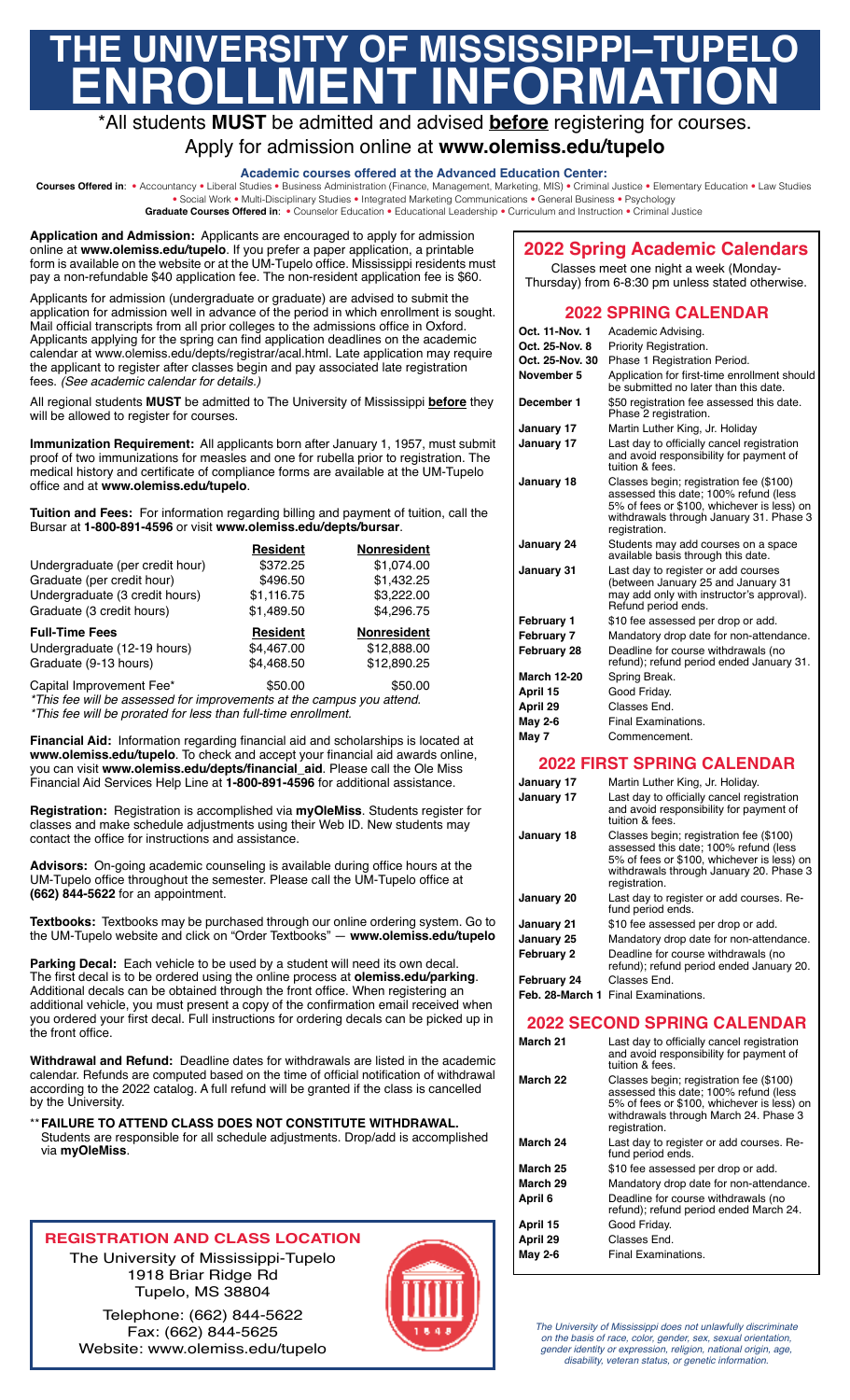# THE UNIVERSITY OF MISSISSIPPI–TUPELO ENROLLMENT INFORMATION

\*All students **MUST** be admitted and advised **before** registering for courses.

Apply for admission online at **www.olemiss.edu/tupelo**

**Academic courses offered at the Advanced Education Center:**

**Courses Offered in**: • Accountancy • Liberal Studies • Business Administration (Finance, Management, Marketing, MIS) • Criminal Justice • Elementary Education • Law Studies • Social Work • Multi-Disciplinary Studies • Integrated Marketing Communications • General Business • Psychology

**Graduate Courses Offered in**: • Counselor Education • Educational Leadership • Curriculum and Instruction • Criminal Justice

**Application and Admission:** Applicants are encouraged to apply for admission online at **www.olemiss.edu/tupelo**. If you prefer a paper application, a printable form is available on the website or at the UM-Tupelo office. Mississippi residents must pay a non-refundable $40 application fee. The non-resident application fee is $60.

Applicants for admission (undergraduate or graduate) are advised to submit the application for admission well in advance of the period in which enrollment is sought. Mail official transcripts from all prior colleges to the admissions office in Oxford. Applicants applying for the spring can find application deadlines on the academic calendar at www.olemiss.edu/depts/registrar/acal.html. Late application may require the applicant to register after classes begin and pay associated late registration fees. *(See academic calendar for details.)*

All regional students **MUST** be admitted to The University of Mississippi **before** they will be allowed to register for courses.

**Immunization Requirement:** All applicants born after January 1, 1957, must submit proof of two immunizations for measles and one for rubella prior to registration. The medical history and certificate of compliance forms are available at the UM-Tupelo office and at **www.olemiss.edu/tupelo**.

**Tuition and Fees:** For information regarding billing and payment of tuition, call the Bursar at **1-800-891-4596** or visit **www.olemiss.edu/depts/bursar**.

| | **Resident** | **Nonresident** |
|---|---|---|
| Undergraduate (per credit hour) | $372.25 | $1,074.00 |
| Graduate (per credit hour) | $496.50 | $1,432.25 |
| Undergraduate (3 credit hours) | $1,116.75 | $3,222.00 |
| Graduate (3 credit hours) | $1,489.50 | $4,296.75 |
| **Full-Time Fees** | **Resident** | **Nonresident** |
| Undergraduate (12-19 hours) | $4,467.00 | $12,888.00 |
| Graduate (9-13 hours) | $4,468.50 | $12,890.25 |
| Capital Improvement Fee* | $50.00 | $50.00 |

*\*This fee will be assessed for improvements at the campus you attend.*
*\*This fee will be prorated for less than full-time enrollment.*

**Financial Aid:** Information regarding financial aid and scholarships is located at **www.olemiss.edu/tupelo**. To check and accept your financial aid awards online, you can visit **www.olemiss.edu/depts/financial_aid**. Please call the Ole Miss Financial Aid Services Help Line at **1-800-891-4596** for additional assistance.

**Registration:** Registration is accomplished via **myOleMiss**. Students register for classes and make schedule adjustments using their Web ID. New students may contact the office for instructions and assistance.

**Advisors:** On-going academic counseling is available during office hours at the UM-Tupelo office throughout the semester. Please call the UM-Tupelo office at **(662) 844-5622** for an appointment.

**Textbooks:** Textbooks may be purchased through our online ordering system. Go to the UM-Tupelo website and click on "Order Textbooks" — **www.olemiss.edu/tupelo**

**Parking Decal:** Each vehicle to be used by a student will need its own decal. The first decal is to be ordered using the online process at **olemiss.edu/parking**. Additional decals can be obtained through the front office. When registering an additional vehicle, you must present a copy of the confirmation email received when you ordered your first decal. Full instructions for ordering decals can be picked up in the front office.

**Withdrawal and Refund:** Deadline dates for withdrawals are listed in the academic calendar. Refunds are computed based on the time of official notification of withdrawal according to the 2022 catalog. A full refund will be granted if the class is cancelled by the University.

\*\* **FAILURE TO ATTEND CLASS DOES NOT CONSTITUTE WITHDRAWAL.** Students are responsible for all schedule adjustments. Drop/add is accomplished via **myOleMiss**.

## 2022 Spring Academic Calendars

Classes meet one night a week (Monday-Thursday) from 6-8:30 pm unless stated otherwise.

### 2022 SPRING CALENDAR

| | |
|---|---|
| **Oct. 11-Nov. 1** | Academic Advising. |
| **Oct. 25-Nov. 8** | Priority Registration. |
| **Oct. 25-Nov. 30** | Phase 1 Registration Period. |
| **November 5** | Application for first-time enrollment should be submitted no later than this date. |
| **December 1** | $50 registration fee assessed this date. Phase 2 registration. |
| **January 17** | Martin Luther King, Jr. Holiday |
| **January 17** | Last day to officially cancel registration and avoid responsibility for payment of tuition & fees. |
| **January 18** | Classes begin; registration fee ($100) assessed this date; 100% refund (less 5% of fees or $100, whichever is less) on withdrawals through January 31. Phase 3 registration. |
| **January 24** | Students may add courses on a space available basis through this date. |
| **January 31** | Last day to register or add courses (between January 25 and January 31 may add only with instructor's approval). Refund period ends. |
| **February 1** | $10 fee assessed per drop or add. |
| **February 7** | Mandatory drop date for non-attendance. |
| **February 28** | Deadline for course withdrawals (no refund); refund period ended January 31. |
| **March 12-20** | Spring Break. |
| **April 15** | Good Friday. |
| **April 29** | Classes End. |
| **May 2-6** | Final Examinations. |
| **May 7** | Commencement. |

### 2022 FIRST SPRING CALENDAR

| | |
|---|---|
| **January 17** | Martin Luther King, Jr. Holiday. |
| **January 17** | Last day to officially cancel registration and avoid responsibility for payment of tuition & fees. |
| **January 18** | Classes begin; registration fee ($100) assessed this date; 100% refund (less 5% of fees or $100, whichever is less) on withdrawals through January 20. Phase 3 registration. |
| **January 20** | Last day to register or add courses. Refund period ends. |
| **January 21** | $10 fee assessed per drop or add. |
| **January 25** | Mandatory drop date for non-attendance. |
| **February 2** | Deadline for course withdrawals (no refund); refund period ended January 20. |
| **February 24** | Classes End. |
| **Feb. 28-March 1** | Final Examinations. |

### 2022 SECOND SPRING CALENDAR

| | |
|---|---|
| **March 21** | Last day to officially cancel registration and avoid responsibility for payment of tuition & fees. |
| **March 22** | Classes begin; registration fee ($100) assessed this date; 100% refund (less 5% of fees or $100, whichever is less) on withdrawals through March 24. Phase 3 registration. |
| **March 24** | Last day to register or add courses. Refund period ends. |
| **March 25** | $10 fee assessed per drop or add. |
| **March 29** | Mandatory drop date for non-attendance. |
| **April 6** | Deadline for course withdrawals (no refund); refund period ended March 24. |
| **April 15** | Good Friday. |
| **April 29** | Classes End. |
| **May 2-6** | Final Examinations. |

## REGISTRATION AND CLASS LOCATION

The University of Mississippi-Tupelo
1918 Briar Ridge Rd
Tupelo, MS 38804

Telephone: (662) 844-5622
Fax: (662) 844-5625
Website: www.olemiss.edu/tupelo

*The University of Mississippi does not unlawfully discriminate on the basis of race, color, gender, sex, sexual orientation, gender identity or expression, religion, national origin, age, disability, veteran status, or genetic information.*